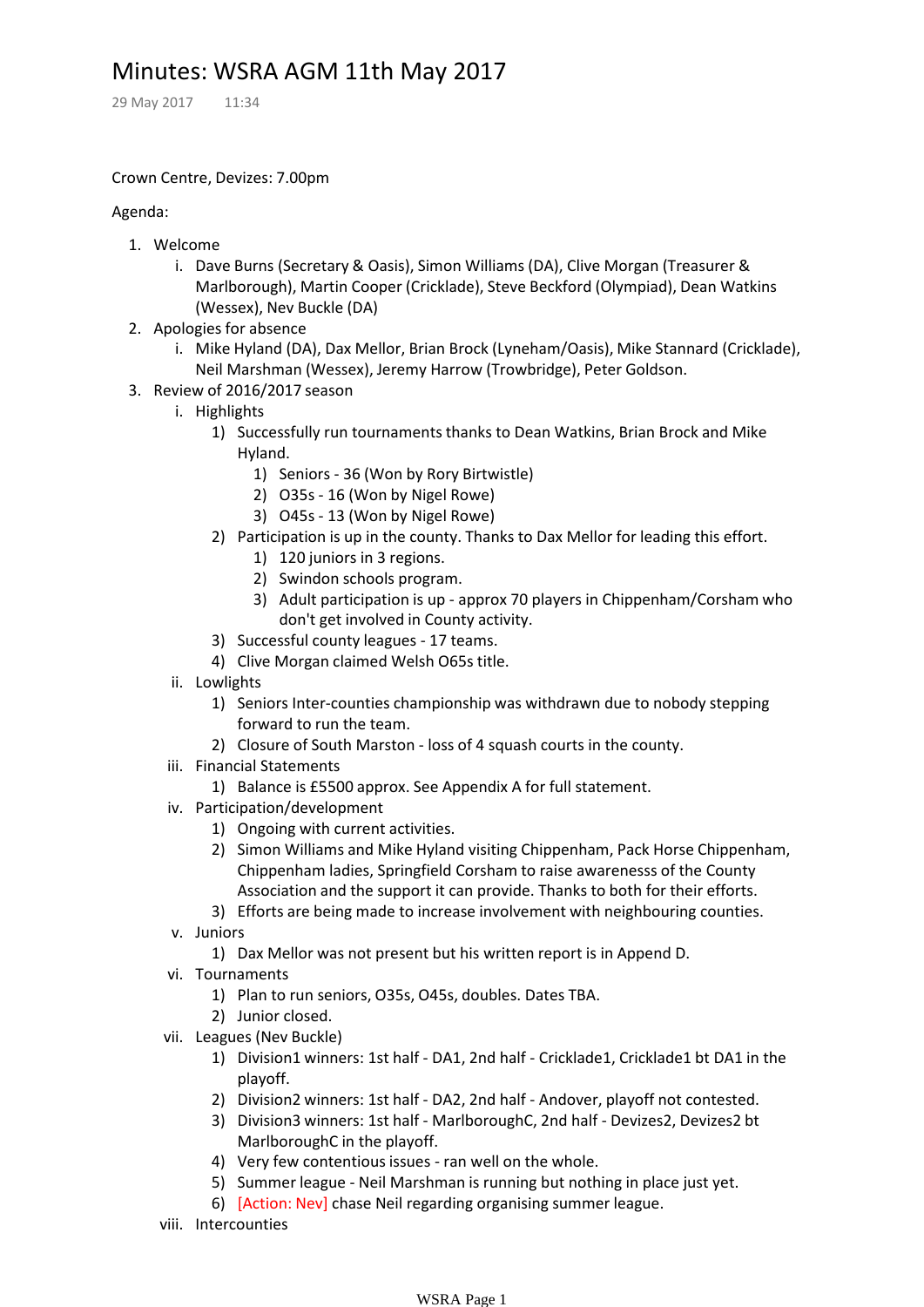# Minutes: WSRA AGM 11th May 2017

29 May 2017 11:34

Crown Centre, Devizes: 7.00pm

Agenda:

1. Welcome
    i. Dave Burns (Secretary & Oasis), Simon Williams (DA), Clive Morgan (Treasurer & Marlborough), Martin Cooper (Cricklade), Steve Beckford (Olympiad), Dean Watkins (Wessex), Nev Buckle (DA)
2. Apologies for absence
    i. Mike Hyland (DA), Dax Mellor, Brian Brock (Lyneham/Oasis), Mike Stannard (Cricklade), Neil Marshman (Wessex), Jeremy Harrow (Trowbridge), Peter Goldson.
3. Review of 2016/2017 season
    i. Highlights
        1) Successfully run tournaments thanks to Dean Watkins, Brian Brock and Mike Hyland.
            1) Seniors - 36 (Won by Rory Birtwistle)
            2) O35s - 16 (Won by Nigel Rowe)
            3) O45s - 13 (Won by Nigel Rowe)
        2) Participation is up in the county. Thanks to Dax Mellor for leading this effort.
            1) 120 juniors in 3 regions.
            2) Swindon schools program.
            3) Adult participation is up - approx 70 players in Chippenham/Corsham who don't get involved in County activity.
        3) Successful county leagues - 17 teams.
        4) Clive Morgan claimed Welsh O65s title.
    ii. Lowlights
        1) Seniors Inter-counties championship was withdrawn due to nobody stepping forward to run the team.
        2) Closure of South Marston - loss of 4 squash courts in the county.
    iii. Financial Statements
        1) Balance is £5500 approx. See Appendix A for full statement.
    iv. Participation/development
        1) Ongoing with current activities.
        2) Simon Williams and Mike Hyland visiting Chippenham, Pack Horse Chippenham, Chippenham ladies, Springfield Corsham to raise awarenesss of the County Association and the support it can provide. Thanks to both for their efforts.
        3) Efforts are being made to increase involvement with neighbouring counties.
    v. Juniors
        1) Dax Mellor was not present but his written report is in Append D.
    vi. Tournaments
        1) Plan to run seniors, O35s, O45s, doubles. Dates TBA.
        2) Junior closed.
    vii. Leagues (Nev Buckle)
        1) Division1 winners: 1st half - DA1, 2nd half - Cricklade1, Cricklade1 bt DA1 in the playoff.
        2) Division2 winners: 1st half - DA2, 2nd half - Andover, playoff not contested.
        3) Division3 winners: 1st half - MarlboroughC, 2nd half - Devizes2, Devizes2 bt MarlboroughC in the playoff.
        4) Very few contentious issues - ran well on the whole.
        5) Summer league - Neil Marshman is running but nothing in place just yet.
        6) [Action: Nev] chase Neil regarding organising summer league.
    viii. Intercounties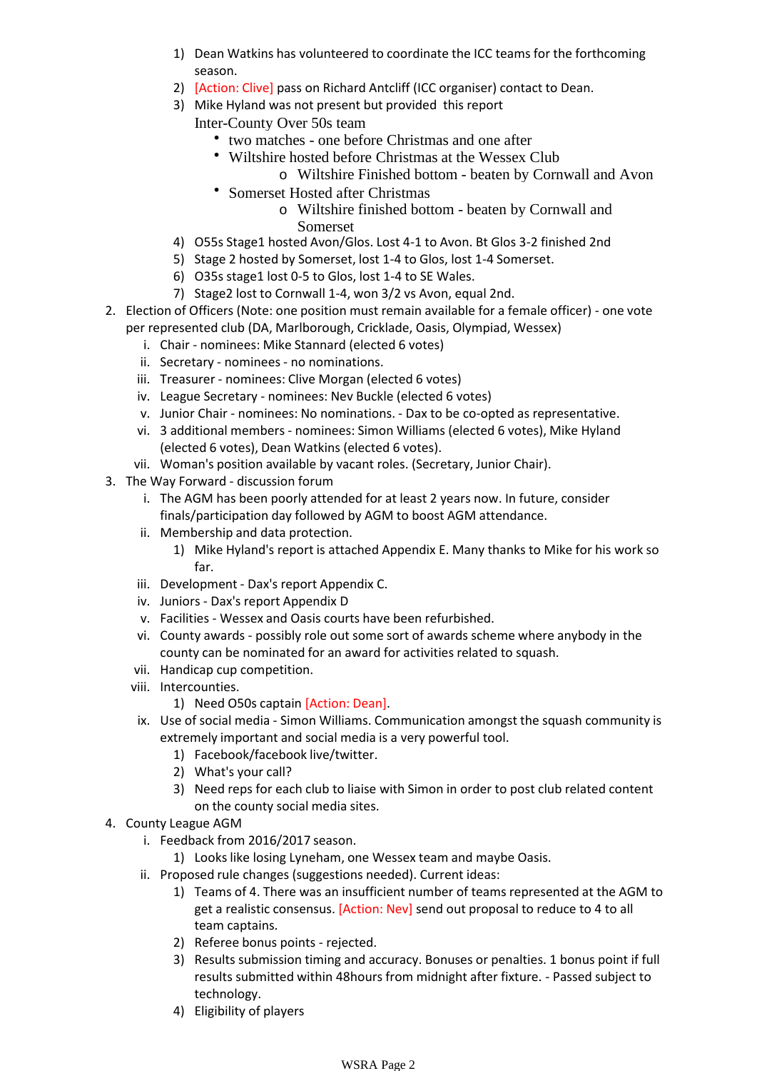1) Dean Watkins has volunteered to coordinate the ICC teams for the forthcoming season.
2) [Action: Clive] pass on Richard Antcliff (ICC organiser) contact to Dean.
3) Mike Hyland was not present but provided this report

   Inter-County Over 50s team

   - two matches - one before Christmas and one after
   - Wiltshire hosted before Christmas at the Wessex Club
     - o Wiltshire Finished bottom - beaten by Cornwall and Avon
   - Somerset Hosted after Christmas
     - o Wiltshire finished bottom - beaten by Cornwall and Somerset
4) O55s Stage1 hosted Avon/Glos. Lost 4-1 to Avon. Bt Glos 3-2 finished 2nd
5) Stage 2 hosted by Somerset, lost 1-4 to Glos, lost 1-4 Somerset.
6) O35s stage1 lost 0-5 to Glos, lost 1-4 to SE Wales.
7) Stage2 lost to Cornwall 1-4, won 3/2 vs Avon, equal 2nd.

2. Election of Officers (Note: one position must remain available for a female officer) - one vote per represented club (DA, Marlborough, Cricklade, Oasis, Olympiad, Wessex)
   - i. Chair - nominees: Mike Stannard (elected 6 votes)
   - ii. Secretary - nominees - no nominations.
   - iii. Treasurer - nominees: Clive Morgan (elected 6 votes)
   - iv. League Secretary - nominees: Nev Buckle (elected 6 votes)
   - v. Junior Chair - nominees: No nominations. - Dax to be co-opted as representative.
   - vi. 3 additional members - nominees: Simon Williams (elected 6 votes), Mike Hyland (elected 6 votes), Dean Watkins (elected 6 votes).
   - vii. Woman's position available by vacant roles. (Secretary, Junior Chair).
3. The Way Forward - discussion forum
   - i. The AGM has been poorly attended for at least 2 years now. In future, consider finals/participation day followed by AGM to boost AGM attendance.
   - ii. Membership and data protection.
     1) Mike Hyland's report is attached Appendix E. Many thanks to Mike for his work so far.
   - iii. Development - Dax's report Appendix C.
   - iv. Juniors - Dax's report Appendix D
   - v. Facilities - Wessex and Oasis courts have been refurbished.
   - vi. County awards - possibly role out some sort of awards scheme where anybody in the county can be nominated for an award for activities related to squash.
   - vii. Handicap cup competition.
   - viii. Intercounties.
     1) Need O50s captain [Action: Dean].
   - ix. Use of social media - Simon Williams. Communication amongst the squash community is extremely important and social media is a very powerful tool.
     1) Facebook/facebook live/twitter.
     2) What's your call?
     3) Need reps for each club to liaise with Simon in order to post club related content on the county social media sites.
4. County League AGM
   - i. Feedback from 2016/2017 season.
     1) Looks like losing Lyneham, one Wessex team and maybe Oasis.
   - ii. Proposed rule changes (suggestions needed). Current ideas:
     1) Teams of 4. There was an insufficient number of teams represented at the AGM to get a realistic consensus. [Action: Nev] send out proposal to reduce to 4 to all team captains.
     2) Referee bonus points - rejected.
     3) Results submission timing and accuracy. Bonuses or penalties. 1 bonus point if full results submitted within 48hours from midnight after fixture. - Passed subject to technology.
     4) Eligibility of players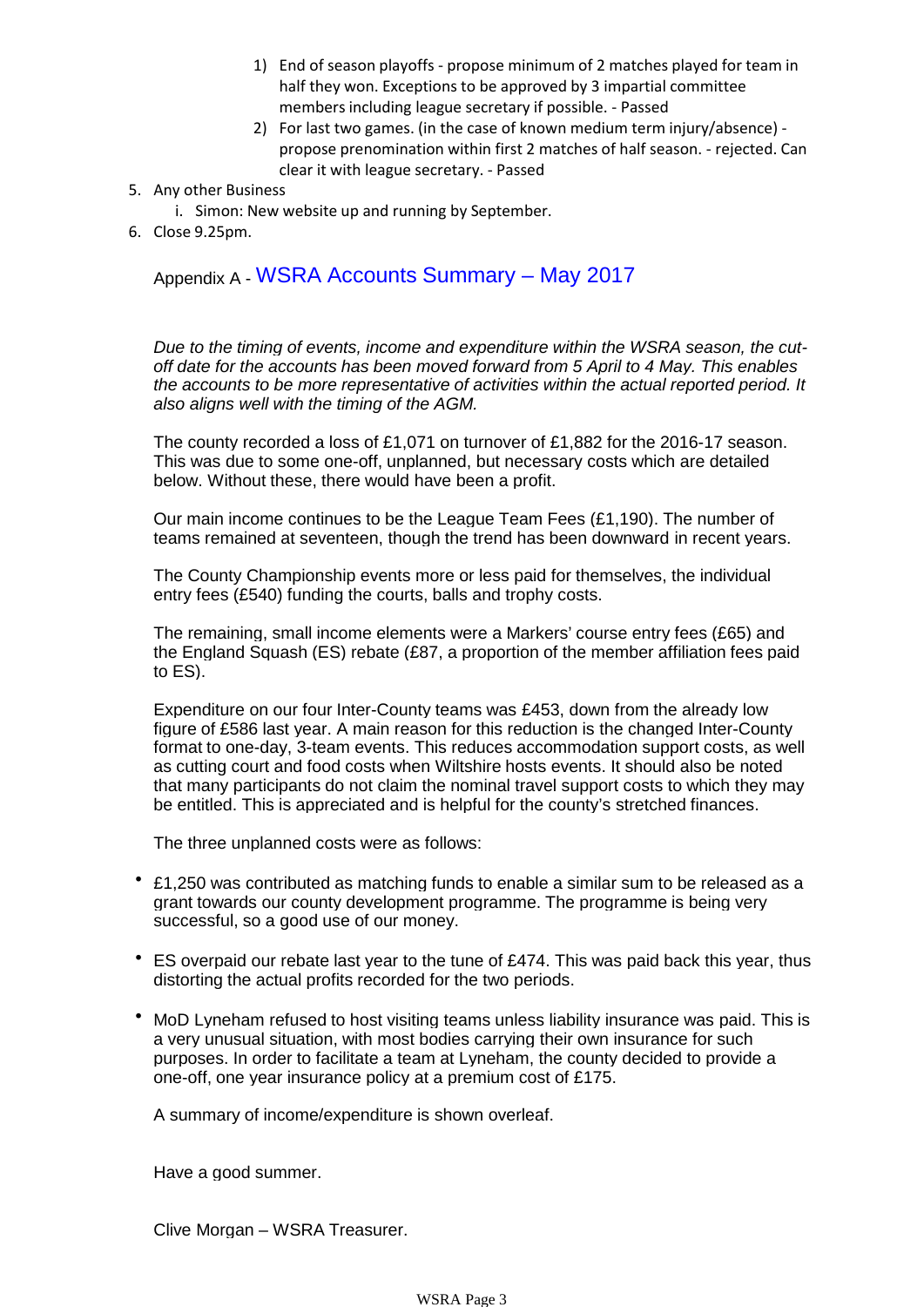1) End of season playoffs - propose minimum of 2 matches played for team in half they won. Exceptions to be approved by 3 impartial committee members including league secretary if possible. - Passed
2) For last two games. (in the case of known medium term injury/absence) - propose prenomination within first 2 matches of half season. - rejected. Can clear it with league secretary. - Passed

5. Any other Business
   i. Simon: New website up and running by September.
6. Close 9.25pm.

## Appendix A - WSRA Accounts Summary – May 2017

*Due to the timing of events, income and expenditure within the WSRA season, the cut-off date for the accounts has been moved forward from 5 April to 4 May. This enables the accounts to be more representative of activities within the actual reported period. It also aligns well with the timing of the AGM.*

The county recorded a loss of £1,071 on turnover of £1,882 for the 2016-17 season. This was due to some one-off, unplanned, but necessary costs which are detailed below. Without these, there would have been a profit.

Our main income continues to be the League Team Fees (£1,190). The number of teams remained at seventeen, though the trend has been downward in recent years.

The County Championship events more or less paid for themselves, the individual entry fees (£540) funding the courts, balls and trophy costs.

The remaining, small income elements were a Markers' course entry fees (£65) and the England Squash (ES) rebate (£87, a proportion of the member affiliation fees paid to ES).

Expenditure on our four Inter-County teams was £453, down from the already low figure of £586 last year. A main reason for this reduction is the changed Inter-County format to one-day, 3-team events. This reduces accommodation support costs, as well as cutting court and food costs when Wiltshire hosts events. It should also be noted that many participants do not claim the nominal travel support costs to which they may be entitled. This is appreciated and is helpful for the county's stretched finances.

The three unplanned costs were as follows:

- £1,250 was contributed as matching funds to enable a similar sum to be released as a grant towards our county development programme. The programme is being very successful, so a good use of our money.
- ES overpaid our rebate last year to the tune of £474. This was paid back this year, thus distorting the actual profits recorded for the two periods.
- MoD Lyneham refused to host visiting teams unless liability insurance was paid. This is a very unusual situation, with most bodies carrying their own insurance for such purposes. In order to facilitate a team at Lyneham, the county decided to provide a one-off, one year insurance policy at a premium cost of £175.

A summary of income/expenditure is shown overleaf.

Have a good summer.

Clive Morgan – WSRA Treasurer.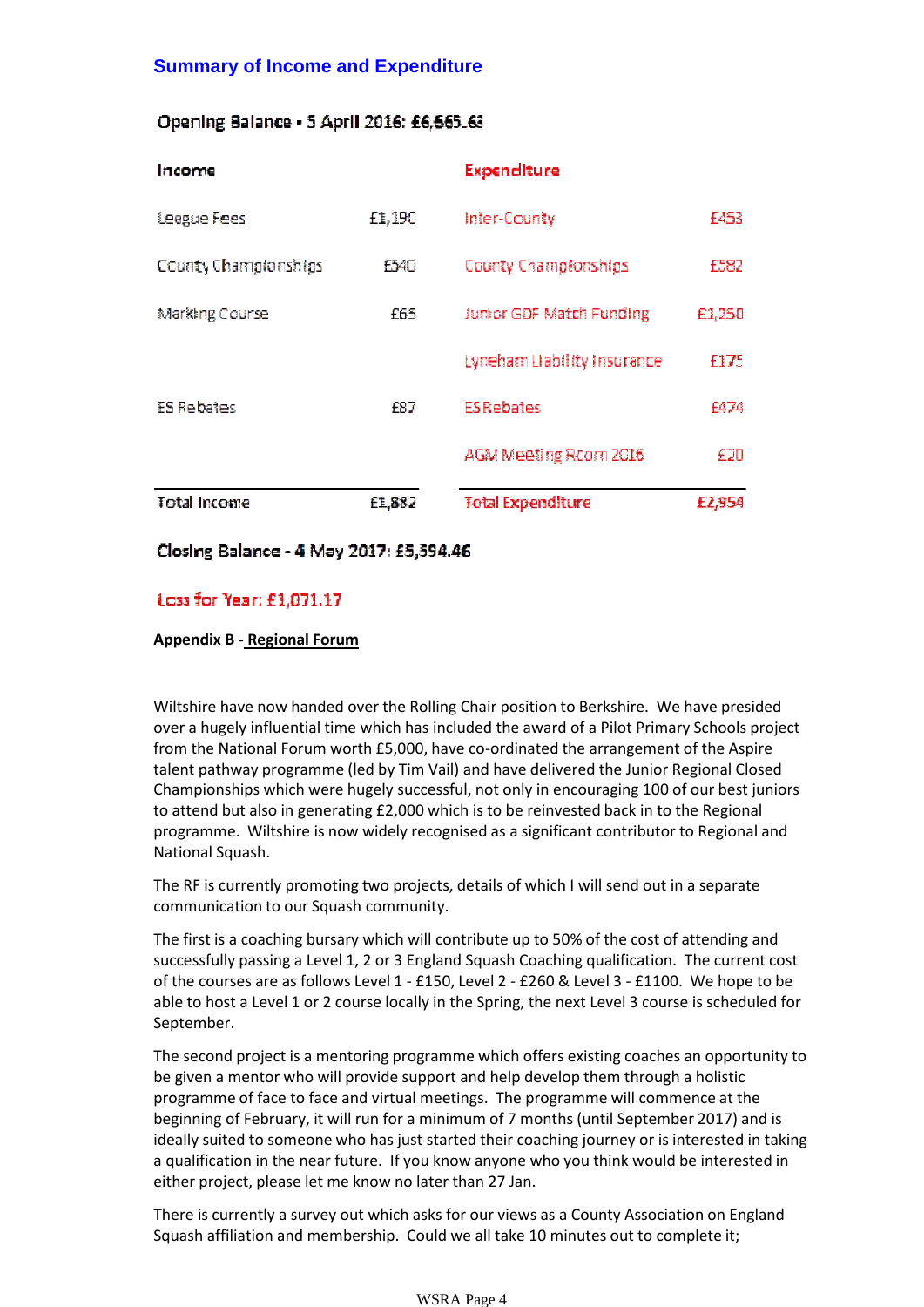## Summary of Income and Expenditure

**Opening Balance - 5 April 2016: £6,665.63**

| Income | | Expenditure | |
|---|---|---|---|
| League Fees | £1,190 | Inter-County | £453 |
| County Championships | £540 | County Championships | £582 |
| Marking Course | £65 | Junior GDF Match Funding | £1,250 |
| | | Lyneham Liability Insurance | £175 |
| ES Rebates | £87 | ES Rebates | £474 |
| | | AGM Meeting Room 2016 | £20 |
| **Total Income** | **£1,882** | **Total Expenditure** | **£2,954** |

**Closing Balance - 4 May 2017: £5,594.46**

**Loss for Year: £1,071.17**

**Appendix B - Regional Forum**

Wiltshire have now handed over the Rolling Chair position to Berkshire. We have presided over a hugely influential time which has included the award of a Pilot Primary Schools project from the National Forum worth £5,000, have co-ordinated the arrangement of the Aspire talent pathway programme (led by Tim Vail) and have delivered the Junior Regional Closed Championships which were hugely successful, not only in encouraging 100 of our best juniors to attend but also in generating £2,000 which is to be reinvested back in to the Regional programme. Wiltshire is now widely recognised as a significant contributor to Regional and National Squash.

The RF is currently promoting two projects, details of which I will send out in a separate communication to our Squash community.

The first is a coaching bursary which will contribute up to 50% of the cost of attending and successfully passing a Level 1, 2 or 3 England Squash Coaching qualification. The current cost of the courses are as follows Level 1 - £150, Level 2 - £260 & Level 3 - £1100. We hope to be able to host a Level 1 or 2 course locally in the Spring, the next Level 3 course is scheduled for September.

The second project is a mentoring programme which offers existing coaches an opportunity to be given a mentor who will provide support and help develop them through a holistic programme of face to face and virtual meetings. The programme will commence at the beginning of February, it will run for a minimum of 7 months (until September 2017) and is ideally suited to someone who has just started their coaching journey or is interested in taking a qualification in the near future. If you know anyone who you think would be interested in either project, please let me know no later than 27 Jan.

There is currently a survey out which asks for our views as a County Association on England Squash affiliation and membership. Could we all take 10 minutes out to complete it;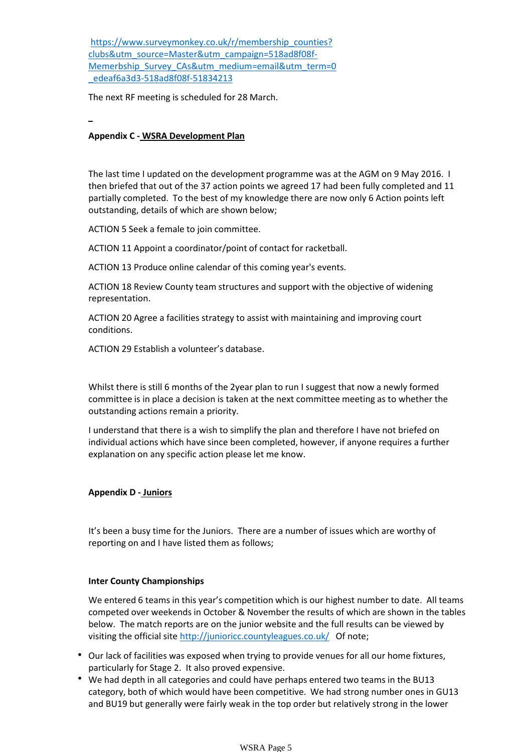[https://www.surveymonkey.co.uk/r/membership_counties?clubs&utm_source=Master&utm_campaign=518ad8f08f-Memerbship_Survey_CAs&utm_medium=email&utm_term=0_edeaf6a3d3-518ad8f08f-51834213](https://www.surveymonkey.co.uk/r/membership_counties?clubs&utm_source=Master&utm_campaign=518ad8f08f-Memerbship_Survey_CAs&utm_medium=email&utm_term=0_edeaf6a3d3-518ad8f08f-51834213)

The next RF meeting is scheduled for 28 March.

**Appendix C - WSRA Development Plan**

The last time I updated on the development programme was at the AGM on 9 May 2016. I then briefed that out of the 37 action points we agreed 17 had been fully completed and 11 partially completed. To the best of my knowledge there are now only 6 Action points left outstanding, details of which are shown below;

ACTION 5 Seek a female to join committee.

ACTION 11 Appoint a coordinator/point of contact for racketball.

ACTION 13 Produce online calendar of this coming year's events.

ACTION 18 Review County team structures and support with the objective of widening representation.

ACTION 20 Agree a facilities strategy to assist with maintaining and improving court conditions.

ACTION 29 Establish a volunteer's database.

Whilst there is still 6 months of the 2year plan to run I suggest that now a newly formed committee is in place a decision is taken at the next committee meeting as to whether the outstanding actions remain a priority.

I understand that there is a wish to simplify the plan and therefore I have not briefed on individual actions which have since been completed, however, if anyone requires a further explanation on any specific action please let me know.

**Appendix D - Juniors**

It's been a busy time for the Juniors. There are a number of issues which are worthy of reporting on and I have listed them as follows;

**Inter County Championships**

We entered 6 teams in this year's competition which is our highest number to date. All teams competed over weekends in October & November the results of which are shown in the tables below. The match reports are on the junior website and the full results can be viewed by visiting the official site [http://junioricc.countyleagues.co.uk/](http://junioricc.countyleagues.co.uk/) Of note;

- Our lack of facilities was exposed when trying to provide venues for all our home fixtures, particularly for Stage 2. It also proved expensive.
- We had depth in all categories and could have perhaps entered two teams in the BU13 category, both of which would have been competitive. We had strong number ones in GU13 and BU19 but generally were fairly weak in the top order but relatively strong in the lower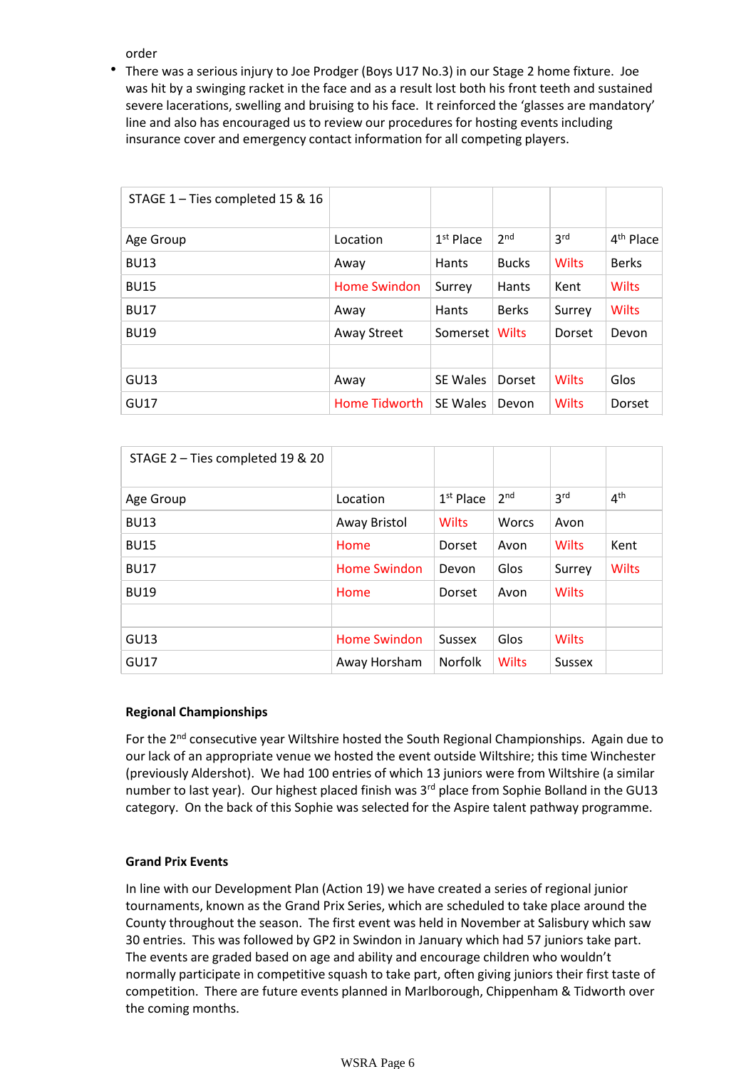order

- There was a serious injury to Joe Prodger (Boys U17 No.3) in our Stage 2 home fixture. Joe was hit by a swinging racket in the face and as a result lost both his front teeth and sustained severe lacerations, swelling and bruising to his face. It reinforced the 'glasses are mandatory' line and also has encouraged us to review our procedures for hosting events including insurance cover and emergency contact information for all competing players.

| STAGE 1 – Ties completed 15 & 16 | | | | | |
|---|---|---|---|---|---|
| Age Group | Location | 1st Place | 2nd | 3rd | 4th Place |
| BU13 | Away | Hants | Bucks | Wilts | Berks |
| BU15 | Home Swindon | Surrey | Hants | Kent | Wilts |
| BU17 | Away | Hants | Berks | Surrey | Wilts |
| BU19 | Away Street | Somerset | Wilts | Dorset | Devon |
| | | | | | |
| GU13 | Away | SE Wales | Dorset | Wilts | Glos |
| GU17 | Home Tidworth | SE Wales | Devon | Wilts | Dorset |

| STAGE 2 – Ties completed 19 & 20 | | | | | |
|---|---|---|---|---|---|
| Age Group | Location | 1st Place | 2nd | 3rd | 4th |
| BU13 | Away Bristol | Wilts | Worcs | Avon | |
| BU15 | Home | Dorset | Avon | Wilts | Kent |
| BU17 | Home Swindon | Devon | Glos | Surrey | Wilts |
| BU19 | Home | Dorset | Avon | Wilts | |
| | | | | | |
| GU13 | Home Swindon | Sussex | Glos | Wilts | |
| GU17 | Away Horsham | Norfolk | Wilts | Sussex | |

**Regional Championships**

For the 2nd consecutive year Wiltshire hosted the South Regional Championships. Again due to our lack of an appropriate venue we hosted the event outside Wiltshire; this time Winchester (previously Aldershot). We had 100 entries of which 13 juniors were from Wiltshire (a similar number to last year). Our highest placed finish was 3rd place from Sophie Bolland in the GU13 category. On the back of this Sophie was selected for the Aspire talent pathway programme.

**Grand Prix Events**

In line with our Development Plan (Action 19) we have created a series of regional junior tournaments, known as the Grand Prix Series, which are scheduled to take place around the County throughout the season. The first event was held in November at Salisbury which saw 30 entries. This was followed by GP2 in Swindon in January which had 57 juniors take part. The events are graded based on age and ability and encourage children who wouldn't normally participate in competitive squash to take part, often giving juniors their first taste of competition. There are future events planned in Marlborough, Chippenham & Tidworth over the coming months.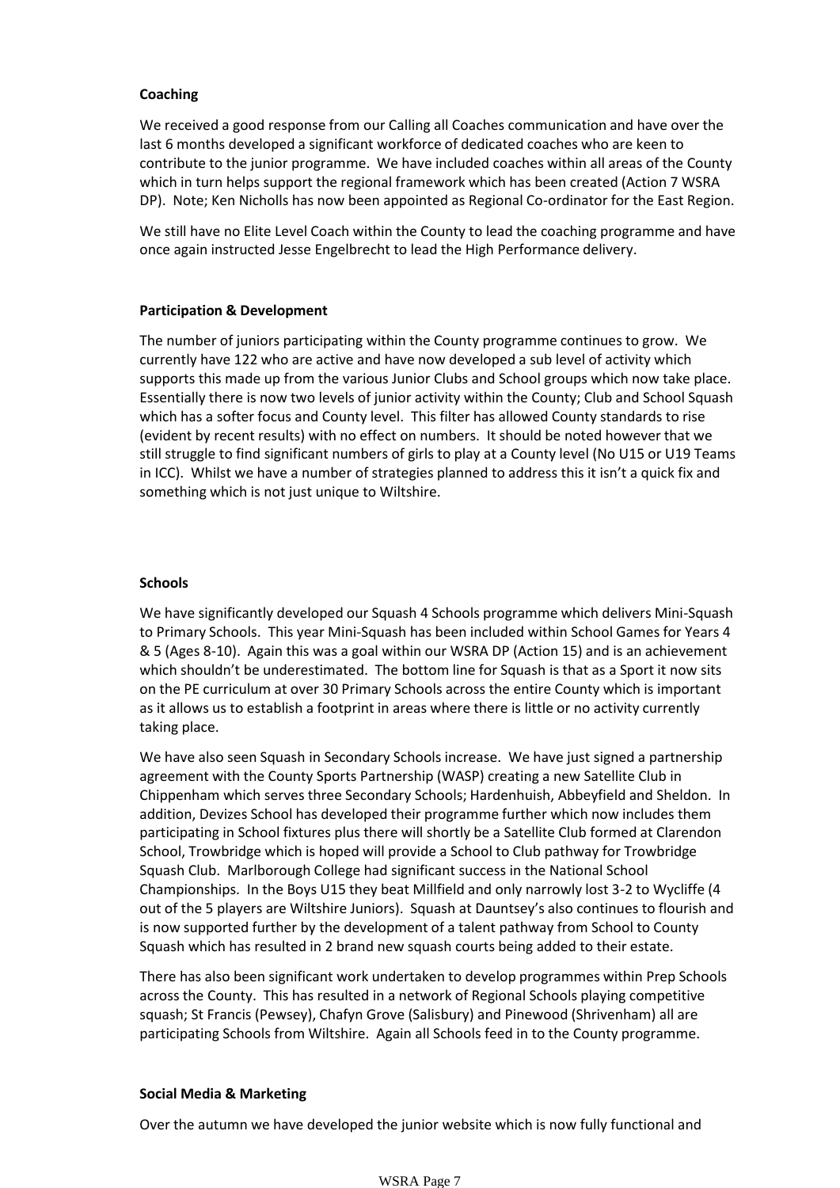**Coaching**

We received a good response from our Calling all Coaches communication and have over the last 6 months developed a significant workforce of dedicated coaches who are keen to contribute to the junior programme. We have included coaches within all areas of the County which in turn helps support the regional framework which has been created (Action 7 WSRA DP). Note; Ken Nicholls has now been appointed as Regional Co-ordinator for the East Region.

We still have no Elite Level Coach within the County to lead the coaching programme and have once again instructed Jesse Engelbrecht to lead the High Performance delivery.

**Participation & Development**

The number of juniors participating within the County programme continues to grow. We currently have 122 who are active and have now developed a sub level of activity which supports this made up from the various Junior Clubs and School groups which now take place. Essentially there is now two levels of junior activity within the County; Club and School Squash which has a softer focus and County level. This filter has allowed County standards to rise (evident by recent results) with no effect on numbers. It should be noted however that we still struggle to find significant numbers of girls to play at a County level (No U15 or U19 Teams in ICC). Whilst we have a number of strategies planned to address this it isn't a quick fix and something which is not just unique to Wiltshire.

**Schools**

We have significantly developed our Squash 4 Schools programme which delivers Mini-Squash to Primary Schools. This year Mini-Squash has been included within School Games for Years 4 & 5 (Ages 8-10). Again this was a goal within our WSRA DP (Action 15) and is an achievement which shouldn't be underestimated. The bottom line for Squash is that as a Sport it now sits on the PE curriculum at over 30 Primary Schools across the entire County which is important as it allows us to establish a footprint in areas where there is little or no activity currently taking place.

We have also seen Squash in Secondary Schools increase. We have just signed a partnership agreement with the County Sports Partnership (WASP) creating a new Satellite Club in Chippenham which serves three Secondary Schools; Hardenhuish, Abbeyfield and Sheldon. In addition, Devizes School has developed their programme further which now includes them participating in School fixtures plus there will shortly be a Satellite Club formed at Clarendon School, Trowbridge which is hoped will provide a School to Club pathway for Trowbridge Squash Club. Marlborough College had significant success in the National School Championships. In the Boys U15 they beat Millfield and only narrowly lost 3-2 to Wycliffe (4 out of the 5 players are Wiltshire Juniors). Squash at Dauntsey's also continues to flourish and is now supported further by the development of a talent pathway from School to County Squash which has resulted in 2 brand new squash courts being added to their estate.

There has also been significant work undertaken to develop programmes within Prep Schools across the County. This has resulted in a network of Regional Schools playing competitive squash; St Francis (Pewsey), Chafyn Grove (Salisbury) and Pinewood (Shrivenham) all are participating Schools from Wiltshire. Again all Schools feed in to the County programme.

**Social Media & Marketing**

Over the autumn we have developed the junior website which is now fully functional and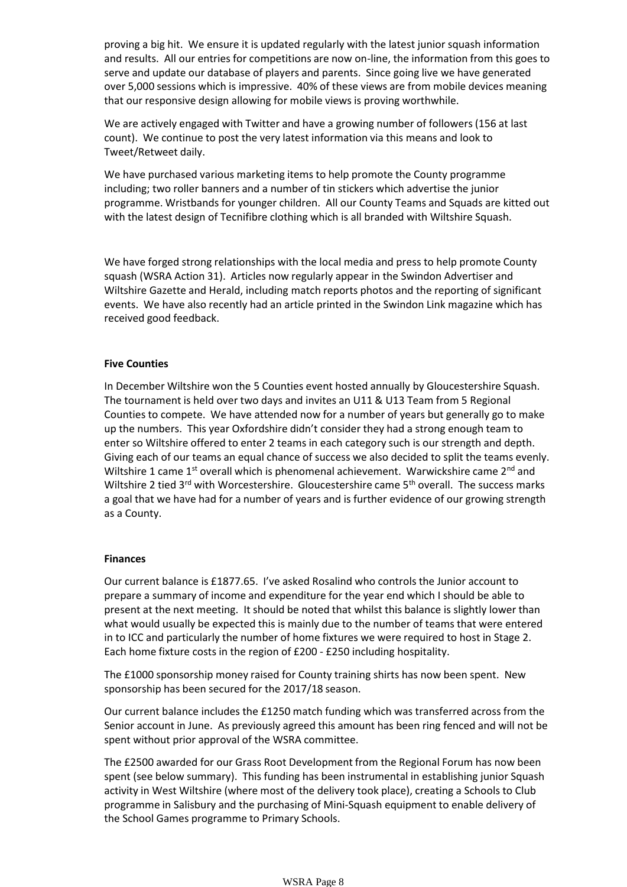proving a big hit. We ensure it is updated regularly with the latest junior squash information and results. All our entries for competitions are now on-line, the information from this goes to serve and update our database of players and parents. Since going live we have generated over 5,000 sessions which is impressive. 40% of these views are from mobile devices meaning that our responsive design allowing for mobile views is proving worthwhile.

We are actively engaged with Twitter and have a growing number of followers (156 at last count). We continue to post the very latest information via this means and look to Tweet/Retweet daily.

We have purchased various marketing items to help promote the County programme including; two roller banners and a number of tin stickers which advertise the junior programme. Wristbands for younger children. All our County Teams and Squads are kitted out with the latest design of Tecnifibre clothing which is all branded with Wiltshire Squash.

We have forged strong relationships with the local media and press to help promote County squash (WSRA Action 31). Articles now regularly appear in the Swindon Advertiser and Wiltshire Gazette and Herald, including match reports photos and the reporting of significant events. We have also recently had an article printed in the Swindon Link magazine which has received good feedback.

**Five Counties**

In December Wiltshire won the 5 Counties event hosted annually by Gloucestershire Squash. The tournament is held over two days and invites an U11 & U13 Team from 5 Regional Counties to compete. We have attended now for a number of years but generally go to make up the numbers. This year Oxfordshire didn't consider they had a strong enough team to enter so Wiltshire offered to enter 2 teams in each category such is our strength and depth. Giving each of our teams an equal chance of success we also decided to split the teams evenly. Wiltshire 1 came 1st overall which is phenomenal achievement. Warwickshire came 2nd and Wiltshire 2 tied 3rd with Worcestershire. Gloucestershire came 5th overall. The success marks a goal that we have had for a number of years and is further evidence of our growing strength as a County.

**Finances**

Our current balance is £1877.65. I've asked Rosalind who controls the Junior account to prepare a summary of income and expenditure for the year end which I should be able to present at the next meeting. It should be noted that whilst this balance is slightly lower than what would usually be expected this is mainly due to the number of teams that were entered in to ICC and particularly the number of home fixtures we were required to host in Stage 2. Each home fixture costs in the region of £200 - £250 including hospitality.

The £1000 sponsorship money raised for County training shirts has now been spent. New sponsorship has been secured for the 2017/18 season.

Our current balance includes the £1250 match funding which was transferred across from the Senior account in June. As previously agreed this amount has been ring fenced and will not be spent without prior approval of the WSRA committee.

The £2500 awarded for our Grass Root Development from the Regional Forum has now been spent (see below summary). This funding has been instrumental in establishing junior Squash activity in West Wiltshire (where most of the delivery took place), creating a Schools to Club programme in Salisbury and the purchasing of Mini-Squash equipment to enable delivery of the School Games programme to Primary Schools.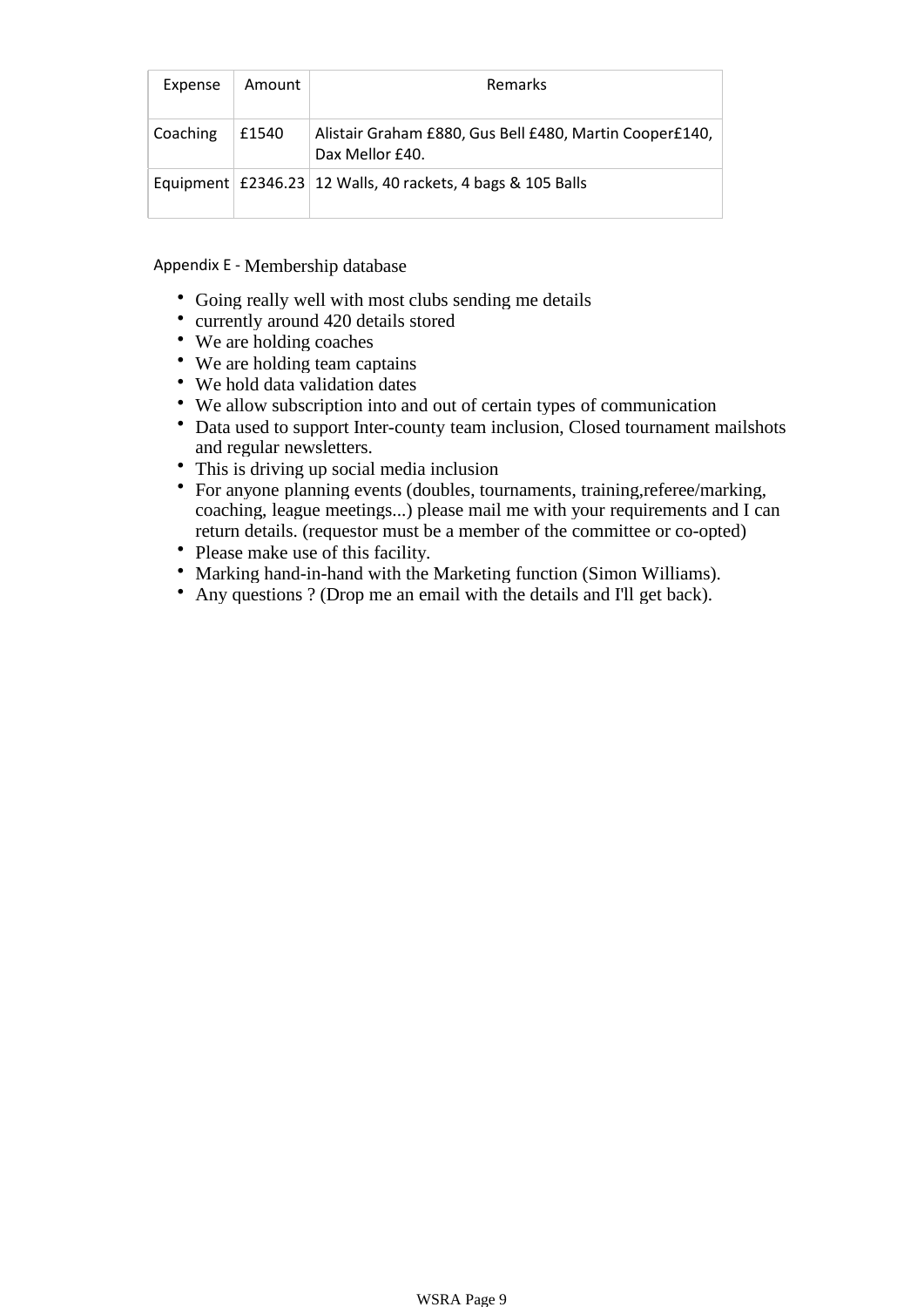| Expense | Amount | Remarks |
|---|---|---|
| Coaching | £1540 | Alistair Graham £880, Gus Bell £480, Martin Cooper£140, Dax Mellor £40. |
| Equipment | £2346.23 | 12 Walls, 40 rackets, 4 bags & 105 Balls |

Appendix E - Membership database

- Going really well with most clubs sending me details
- currently around 420 details stored
- We are holding coaches
- We are holding team captains
- We hold data validation dates
- We allow subscription into and out of certain types of communication
- Data used to support Inter-county team inclusion, Closed tournament mailshots and regular newsletters.
- This is driving up social media inclusion
- For anyone planning events (doubles, tournaments, training,referee/marking, coaching, league meetings...) please mail me with your requirements and I can return details. (requestor must be a member of the committee or co-opted)
- Please make use of this facility.
- Marking hand-in-hand with the Marketing function (Simon Williams).
- Any questions ? (Drop me an email with the details and I'll get back).